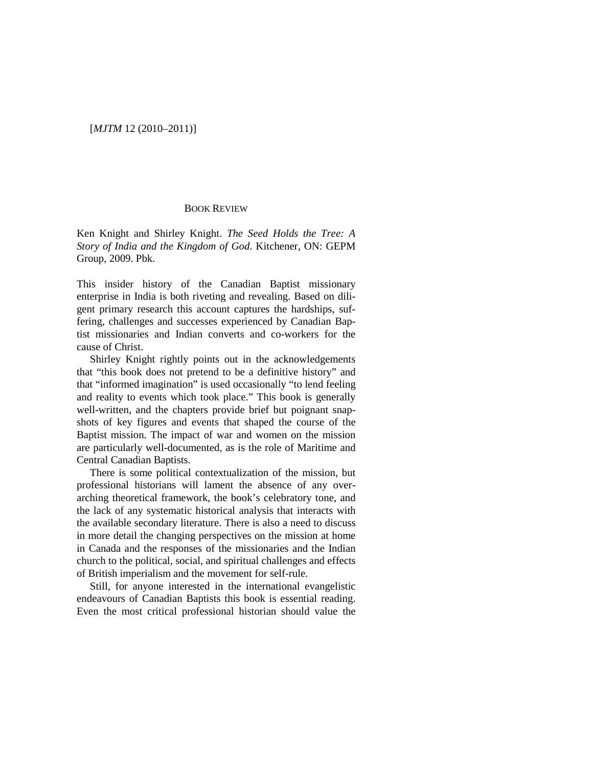## BOOK REVIEW

Ken Knight and Shirley Knight. *The Seed Holds the Tree: A Story of India and the Kingdom of God*. Kitchener, ON: GEPM Group, 2009. Pbk.

This insider history of the Canadian Baptist missionary enterprise in India is both riveting and revealing. Based on diligent primary research this account captures the hardships, suffering, challenges and successes experienced by Canadian Baptist missionaries and Indian converts and co-workers for the cause of Christ.

Shirley Knight rightly points out in the acknowledgements that "this book does not pretend to be a definitive history" and that "informed imagination" is used occasionally "to lend feeling and reality to events which took place." This book is generally well-written, and the chapters provide brief but poignant snapshots of key figures and events that shaped the course of the Baptist mission. The impact of war and women on the mission are particularly well-documented, as is the role of Maritime and Central Canadian Baptists.

There is some political contextualization of the mission, but professional historians will lament the absence of any overarching theoretical framework, the book's celebratory tone, and the lack of any systematic historical analysis that interacts with the available secondary literature. There is also a need to discuss in more detail the changing perspectives on the mission at home in Canada and the responses of the missionaries and the Indian church to the political, social, and spiritual challenges and effects of British imperialism and the movement for self-rule.

Still, for anyone interested in the international evangelistic endeavours of Canadian Baptists this book is essential reading. Even the most critical professional historian should value the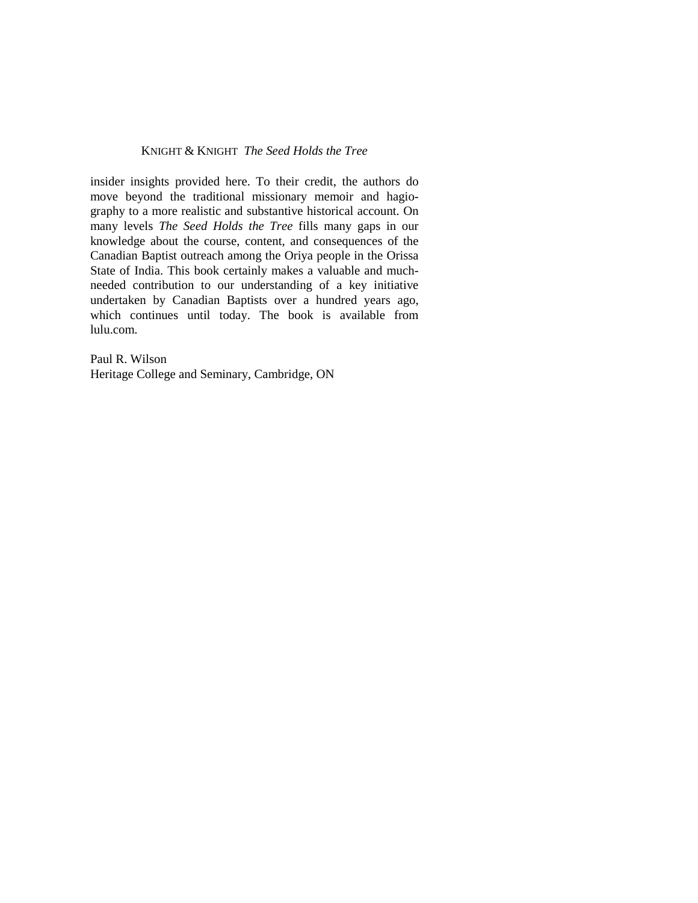insider insights provided here. To their credit, the authors do move beyond the traditional missionary memoir and hagiography to a more realistic and substantive historical account. On many levels *The Seed Holds the Tree* fills many gaps in our knowledge about the course, content, and consequences of the Canadian Baptist outreach among the Oriya people in the Orissa State of India. This book certainly makes a valuable and much-needed contribution to our understanding of a key initiative undertaken by Canadian Baptists over a hundred years ago, which continues until today. The book is available from lulu.com.

Paul R. Wilson
Heritage College and Seminary, Cambridge, ON